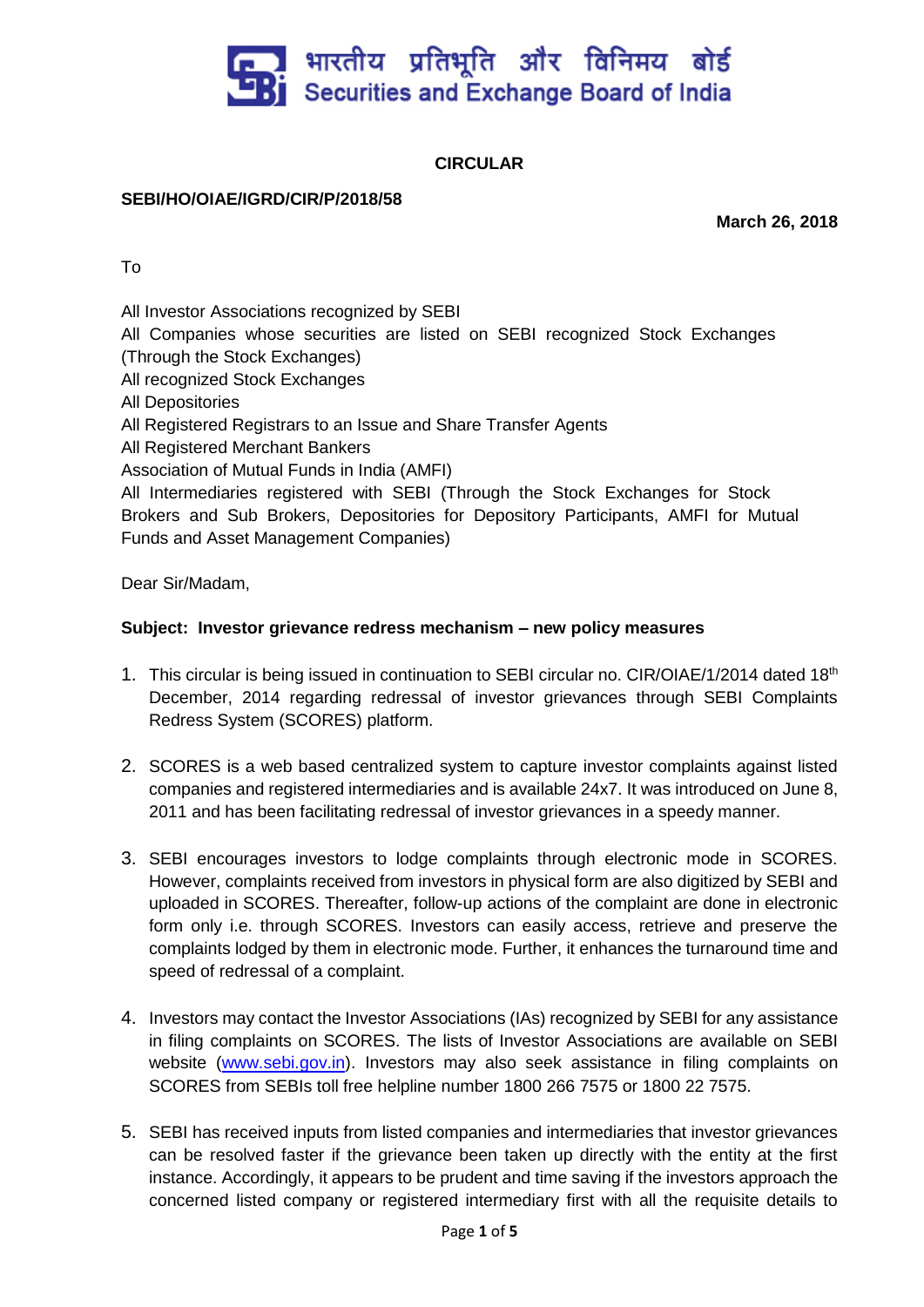भारतीय प्रतिभूति और विनिमय बोर्ड
Securities and Exchange Board of India

**CIRCULAR**

**SEBI/HO/OIAE/IGRD/CIR/P/2018/58**

**March 26, 2018**

To

All Investor Associations recognized by SEBI
All Companies whose securities are listed on SEBI recognized Stock Exchanges (Through the Stock Exchanges)
All recognized Stock Exchanges
All Depositories
All Registered Registrars to an Issue and Share Transfer Agents
All Registered Merchant Bankers
Association of Mutual Funds in India (AMFI)
All Intermediaries registered with SEBI (Through the Stock Exchanges for Stock Brokers and Sub Brokers, Depositories for Depository Participants, AMFI for Mutual Funds and Asset Management Companies)

Dear Sir/Madam,

**Subject: Investor grievance redress mechanism – new policy measures**

1. This circular is being issued in continuation to SEBI circular no. CIR/OIAE/1/2014 dated 18th December, 2014 regarding redressal of investor grievances through SEBI Complaints Redress System (SCORES) platform.

2. SCORES is a web based centralized system to capture investor complaints against listed companies and registered intermediaries and is available 24x7. It was introduced on June 8, 2011 and has been facilitating redressal of investor grievances in a speedy manner.

3. SEBI encourages investors to lodge complaints through electronic mode in SCORES. However, complaints received from investors in physical form are also digitized by SEBI and uploaded in SCORES. Thereafter, follow-up actions of the complaint are done in electronic form only i.e. through SCORES. Investors can easily access, retrieve and preserve the complaints lodged by them in electronic mode. Further, it enhances the turnaround time and speed of redressal of a complaint.

4. Investors may contact the Investor Associations (IAs) recognized by SEBI for any assistance in filing complaints on SCORES. The lists of Investor Associations are available on SEBI website (www.sebi.gov.in). Investors may also seek assistance in filing complaints on SCORES from SEBIs toll free helpline number 1800 266 7575 or 1800 22 7575.

5. SEBI has received inputs from listed companies and intermediaries that investor grievances can be resolved faster if the grievance been taken up directly with the entity at the first instance. Accordingly, it appears to be prudent and time saving if the investors approach the concerned listed company or registered intermediary first with all the requisite details to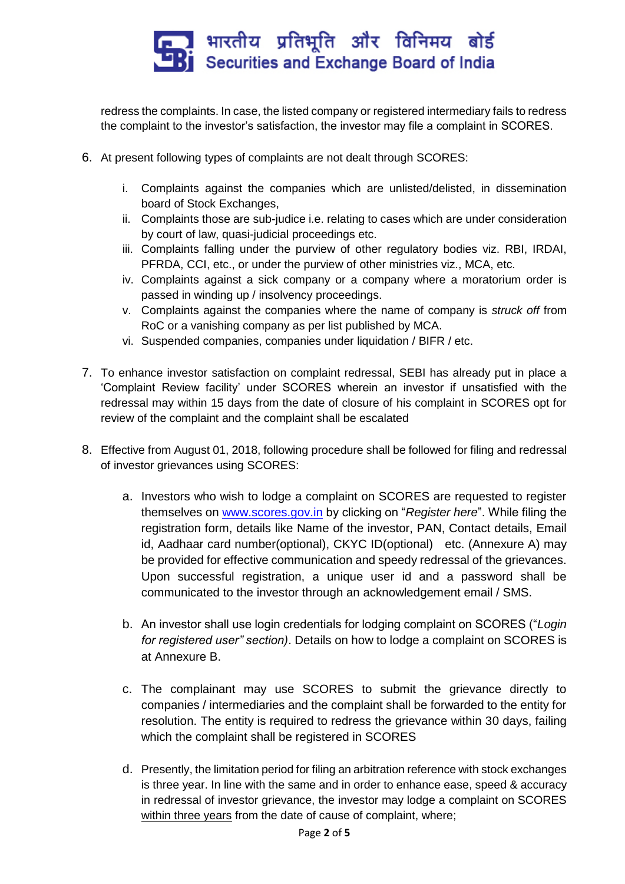redress the complaints. In case, the listed company or registered intermediary fails to redress the complaint to the investor's satisfaction, the investor may file a complaint in SCORES.

6. At present following types of complaints are not dealt through SCORES:

   i. Complaints against the companies which are unlisted/delisted, in dissemination board of Stock Exchanges,
   ii. Complaints those are sub-judice i.e. relating to cases which are under consideration by court of law, quasi-judicial proceedings etc.
   iii. Complaints falling under the purview of other regulatory bodies viz. RBI, IRDAI, PFRDA, CCI, etc., or under the purview of other ministries viz., MCA, etc.
   iv. Complaints against a sick company or a company where a moratorium order is passed in winding up / insolvency proceedings.
   v. Complaints against the companies where the name of company is *struck off* from RoC or a vanishing company as per list published by MCA.
   vi. Suspended companies, companies under liquidation / BIFR / etc.

7. To enhance investor satisfaction on complaint redressal, SEBI has already put in place a 'Complaint Review facility' under SCORES wherein an investor if unsatisfied with the redressal may within 15 days from the date of closure of his complaint in SCORES opt for review of the complaint and the complaint shall be escalated

8. Effective from August 01, 2018, following procedure shall be followed for filing and redressal of investor grievances using SCORES:

   a. Investors who wish to lodge a complaint on SCORES are requested to register themselves on [www.scores.gov.in](www.scores.gov.in) by clicking on "*Register here*". While filing the registration form, details like Name of the investor, PAN, Contact details, Email id, Aadhaar card number(optional), CKYC ID(optional) etc. (Annexure A) may be provided for effective communication and speedy redressal of the grievances. Upon successful registration, a unique user id and a password shall be communicated to the investor through an acknowledgement email / SMS.

   b. An investor shall use login credentials for lodging complaint on SCORES ("*Login for registered user" section)*. Details on how to lodge a complaint on SCORES is at Annexure B.

   c. The complainant may use SCORES to submit the grievance directly to companies / intermediaries and the complaint shall be forwarded to the entity for resolution. The entity is required to redress the grievance within 30 days, failing which the complaint shall be registered in SCORES

   d. Presently, the limitation period for filing an arbitration reference with stock exchanges is three year. In line with the same and in order to enhance ease, speed & accuracy in redressal of investor grievance, the investor may lodge a complaint on SCORES <u>within three years</u> from the date of cause of complaint, where;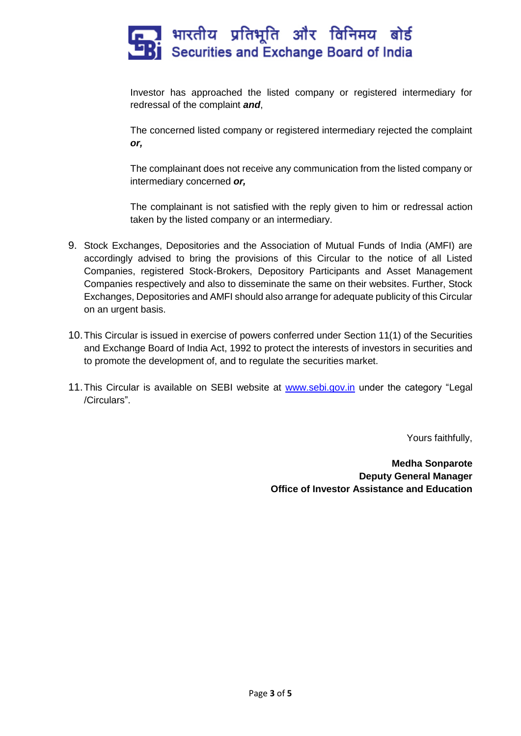Investor has approached the listed company or registered intermediary for redressal of the complaint ***and***,

The concerned listed company or registered intermediary rejected the complaint ***or,***

The complainant does not receive any communication from the listed company or intermediary concerned ***or,***

The complainant is not satisfied with the reply given to him or redressal action taken by the listed company or an intermediary.

9. Stock Exchanges, Depositories and the Association of Mutual Funds of India (AMFI) are accordingly advised to bring the provisions of this Circular to the notice of all Listed Companies, registered Stock-Brokers, Depository Participants and Asset Management Companies respectively and also to disseminate the same on their websites. Further, Stock Exchanges, Depositories and AMFI should also arrange for adequate publicity of this Circular on an urgent basis.

10. This Circular is issued in exercise of powers conferred under Section 11(1) of the Securities and Exchange Board of India Act, 1992 to protect the interests of investors in securities and to promote the development of, and to regulate the securities market.

11. This Circular is available on SEBI website at [www.sebi.gov.in](http://www.sebi.gov.in) under the category "Legal /Circulars".

Yours faithfully,

**Medha Sonparote**
**Deputy General Manager**
**Office of Investor Assistance and Education**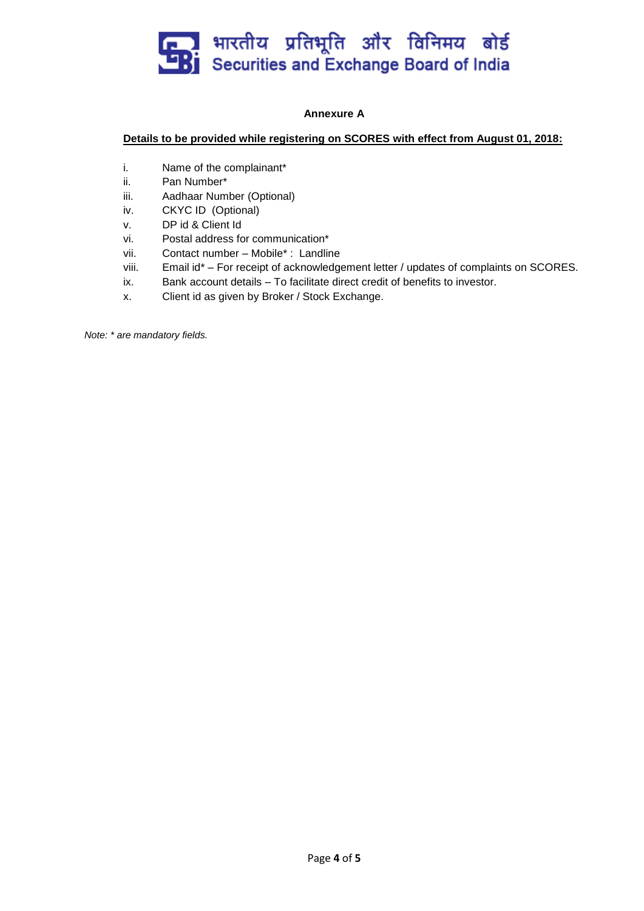### Annexure A

**Details to be provided while registering on SCORES with effect from August 01, 2018:**

i. Name of the complainant*
ii. Pan Number*
iii. Aadhaar Number (Optional)
iv. CKYC ID (Optional)
v. DP id & Client Id
vi. Postal address for communication*
vii. Contact number – Mobile* : Landline
viii. Email id* – For receipt of acknowledgement letter / updates of complaints on SCORES.
ix. Bank account details – To facilitate direct credit of benefits to investor.
x. Client id as given by Broker / Stock Exchange.

*Note: * are mandatory fields.*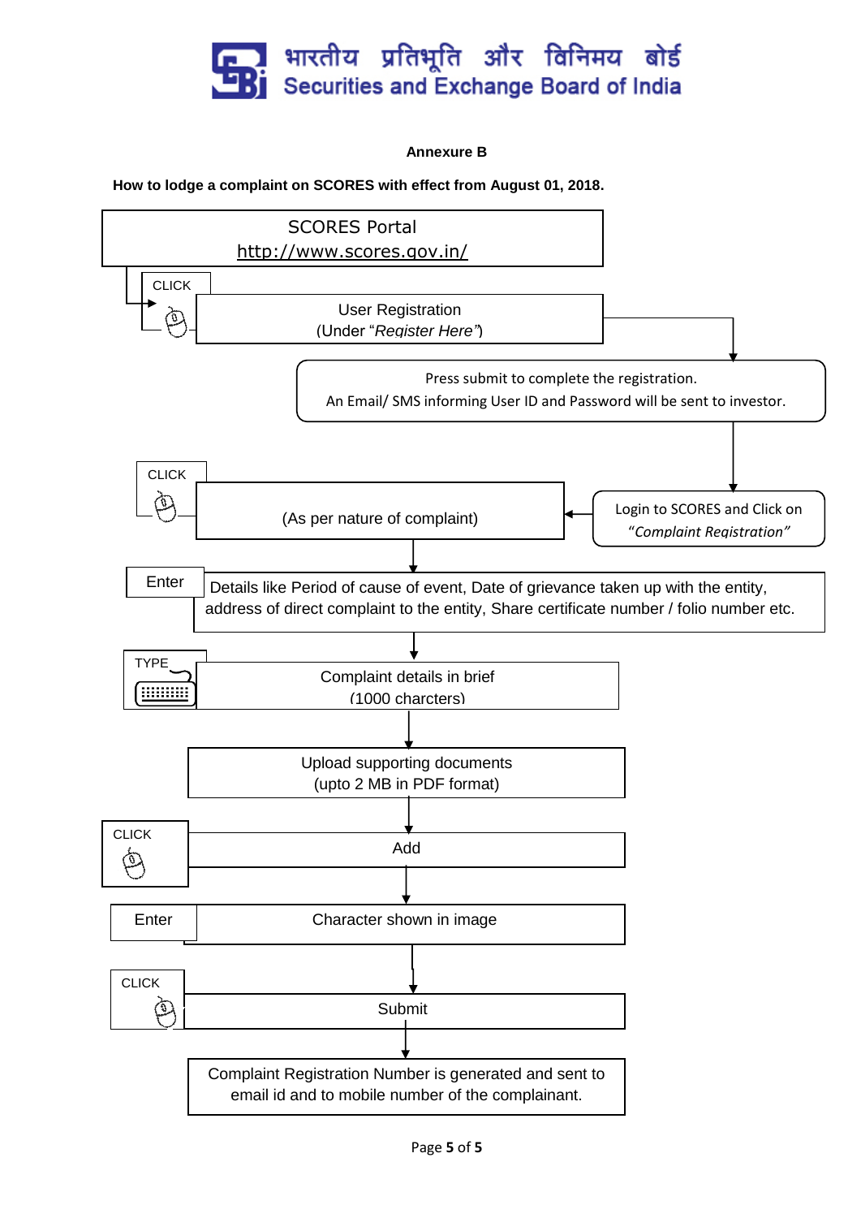भारतीय प्रतिभूति और विनिमय बोर्ड
Securities and Exchange Board of India

**Annexure B**

**How to lodge a complaint on SCORES with effect from August 01, 2018.**

SCORES Portal
http://www.scores.gov.in/

CLICK

User Registration
(Under "*Register Here*")

Press submit to complete the registration.
An Email/ SMS informing User ID and Password will be sent to investor.

Login to SCORES and Click on
"*Complaint Registration*"

CLICK

(As per nature of complaint)

Enter

Details like Period of cause of event, Date of grievance taken up with the entity, address of direct complaint to the entity, Share certificate number / folio number etc.

TYPE

Complaint details in brief
(1000 charcters)

Upload supporting documents
(upto 2 MB in PDF format)

CLICK

Add

Enter

Character shown in image

CLICK

Submit

Complaint Registration Number is generated and sent to email id and to mobile number of the complainant.